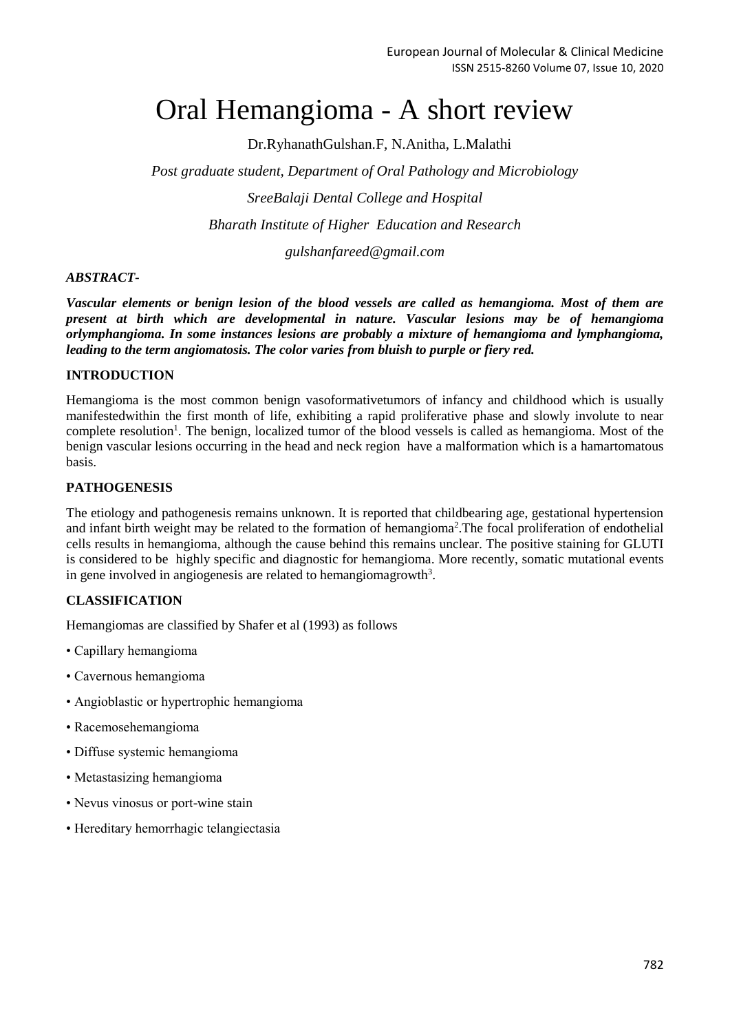# Oral Hemangioma - A short review

Dr.RyhanathGulshan.F, N.Anitha, L.Malathi

*Post graduate student, Department of Oral Pathology and Microbiology*

*SreeBalaji Dental College and Hospital*

*Bharath Institute of Higher Education and Research*

*gulshanfareed@gmail.com*

***ABSTRACT-***

***Vascular elements or benign lesion of the blood vessels are called as hemangioma. Most of them are present at birth which are developmental in nature. Vascular lesions may be of hemangioma orlymphangioma. In some instances lesions are probably a mixture of hemangioma and lymphangioma, leading to the term angiomatosis. The color varies from bluish to purple or fiery red.***

## INTRODUCTION

Hemangioma is the most common benign vasoformativetumors of infancy and childhood which is usually manifestedwithin the first month of life, exhibiting a rapid proliferative phase and slowly involute to near complete resolution[1]. The benign, localized tumor of the blood vessels is called as hemangioma. Most of the benign vascular lesions occurring in the head and neck region have a malformation which is a hamartomatous basis.

## PATHOGENESIS

The etiology and pathogenesis remains unknown. It is reported that childbearing age, gestational hypertension and infant birth weight may be related to the formation of hemangioma[2].The focal proliferation of endothelial cells results in hemangioma, although the cause behind this remains unclear. The positive staining for GLUTI is considered to be highly specific and diagnostic for hemangioma. More recently, somatic mutational events in gene involved in angiogenesis are related to hemangiomagrowth[3].

## CLASSIFICATION

Hemangiomas are classified by Shafer et al (1993) as follows

- Capillary hemangioma
- Cavernous hemangioma
- Angioblastic or hypertrophic hemangioma
- Racemosehemangioma
- Diffuse systemic hemangioma
- Metastasizing hemangioma
- Nevus vinosus or port-wine stain
- Hereditary hemorrhagic telangiectasia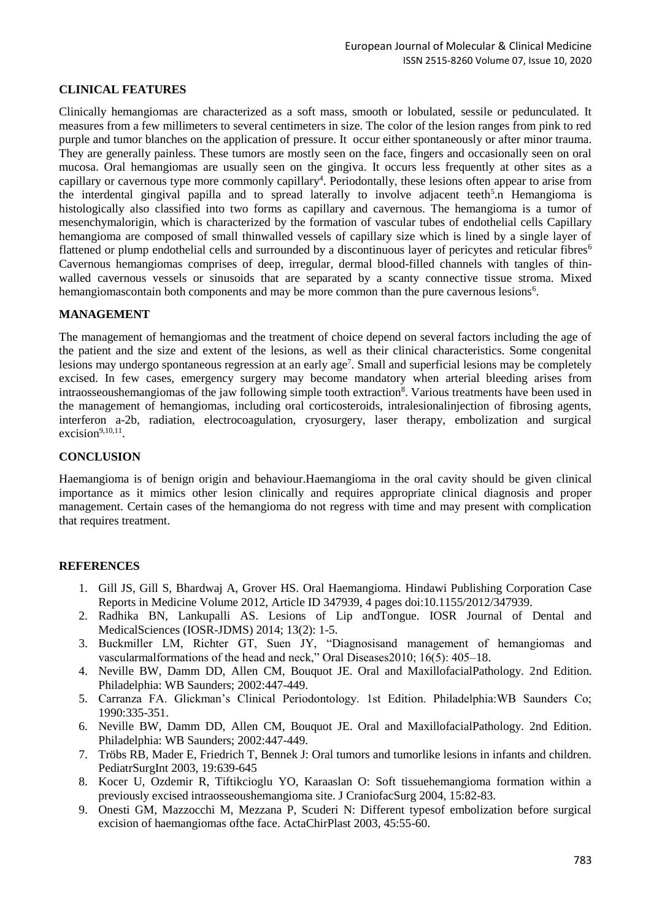## CLINICAL FEATURES

Clinically hemangiomas are characterized as a soft mass, smooth or lobulated, sessile or pedunculated. It measures from a few millimeters to several centimeters in size. The color of the lesion ranges from pink to red purple and tumor blanches on the application of pressure. It occur either spontaneously or after minor trauma. They are generally painless. These tumors are mostly seen on the face, fingers and occasionally seen on oral mucosa. Oral hemangiomas are usually seen on the gingiva. It occurs less frequently at other sites as a capillary or cavernous type more commonly capillary[4]. Periodontally, these lesions often appear to arise from the interdental gingival papilla and to spread laterally to involve adjacent teeth[5].n Hemangioma is histologically also classified into two forms as capillary and cavernous. The hemangioma is a tumor of mesenchymalorigin, which is characterized by the formation of vascular tubes of endothelial cells Capillary hemangioma are composed of small thinwalled vessels of capillary size which is lined by a single layer of flattened or plump endothelial cells and surrounded by a discontinuous layer of pericytes and reticular fibres[6] Cavernous hemangiomas comprises of deep, irregular, dermal blood-filled channels with tangles of thin-walled cavernous vessels or sinusoids that are separated by a scanty connective tissue stroma. Mixed hemangiomascontain both components and may be more common than the pure cavernous lesions[6].

## MANAGEMENT

The management of hemangiomas and the treatment of choice depend on several factors including the age of the patient and the size and extent of the lesions, as well as their clinical characteristics. Some congenital lesions may undergo spontaneous regression at an early age[7]. Small and superficial lesions may be completely excised. In few cases, emergency surgery may become mandatory when arterial bleeding arises from intraosseoushemangiomas of the jaw following simple tooth extraction[8]. Various treatments have been used in the management of hemangiomas, including oral corticosteroids, intralesionalinjection of fibrosing agents, interferon a-2b, radiation, electrocoagulation, cryosurgery, laser therapy, embolization and surgical excision[9,10,11].

## CONCLUSION

Haemangioma is of benign origin and behaviour.Haemangioma in the oral cavity should be given clinical importance as it mimics other lesion clinically and requires appropriate clinical diagnosis and proper management. Certain cases of the hemangioma do not regress with time and may present with complication that requires treatment.

## REFERENCES

1. Gill JS, Gill S, Bhardwaj A, Grover HS. Oral Haemangioma. Hindawi Publishing Corporation Case Reports in Medicine Volume 2012, Article ID 347939, 4 pages doi:10.1155/2012/347939.
2. Radhika BN, Lankupalli AS. Lesions of Lip andTongue. IOSR Journal of Dental and MedicalSciences (IOSR-JDMS) 2014; 13(2): 1-5.
3. Buckmiller LM, Richter GT, Suen JY, "Diagnosisand management of hemangiomas and vascularmalformations of the head and neck," Oral Diseases2010; 16(5): 405–18.
4. Neville BW, Damm DD, Allen CM, Bouquot JE. Oral and MaxillofacialPathology. 2nd Edition. Philadelphia: WB Saunders; 2002:447-449.
5. Carranza FA. Glickman's Clinical Periodontology. 1st Edition. Philadelphia:WB Saunders Co; 1990:335-351.
6. Neville BW, Damm DD, Allen CM, Bouquot JE. Oral and MaxillofacialPathology. 2nd Edition. Philadelphia: WB Saunders; 2002:447-449.
7. Tröbs RB, Mader E, Friedrich T, Bennek J: Oral tumors and tumorlike lesions in infants and children. PediatrSurgInt 2003, 19:639-645
8. Kocer U, Ozdemir R, Tiftikcioglu YO, Karaaslan O: Soft tissuehemangioma formation within a previously excised intraosseoushemangioma site. J CraniofacSurg 2004, 15:82-83.
9. Onesti GM, Mazzocchi M, Mezzana P, Scuderi N: Different typesof embolization before surgical excision of haemangiomas ofthe face. ActaChirPlast 2003, 45:55-60.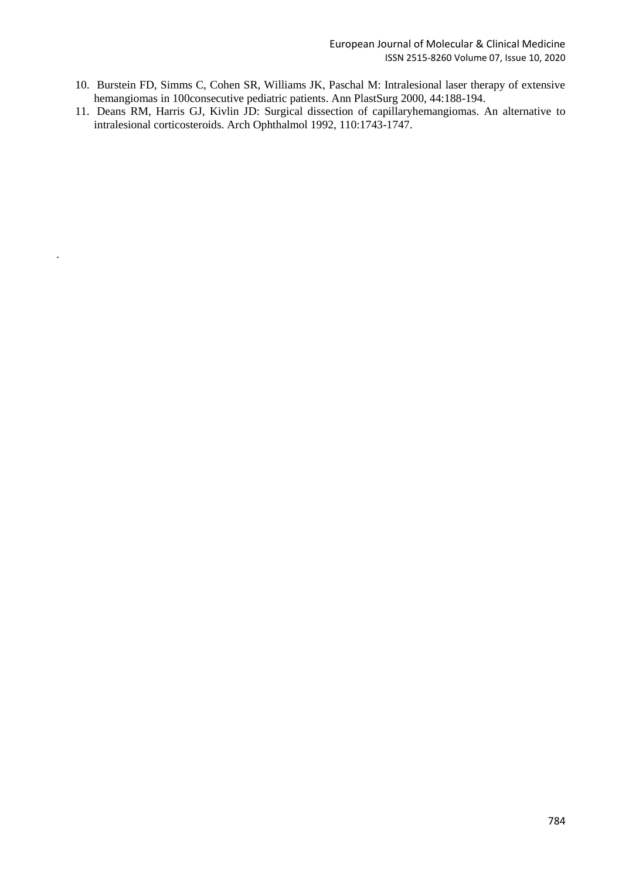10. Burstein FD, Simms C, Cohen SR, Williams JK, Paschal M: Intralesional laser therapy of extensive hemangiomas in 100consecutive pediatric patients. Ann PlastSurg 2000, 44:188-194.
11. Deans RM, Harris GJ, Kivlin JD: Surgical dissection of capillaryhemangiomas. An alternative to intralesional corticosteroids. Arch Ophthalmol 1992, 110:1743-1747.

.